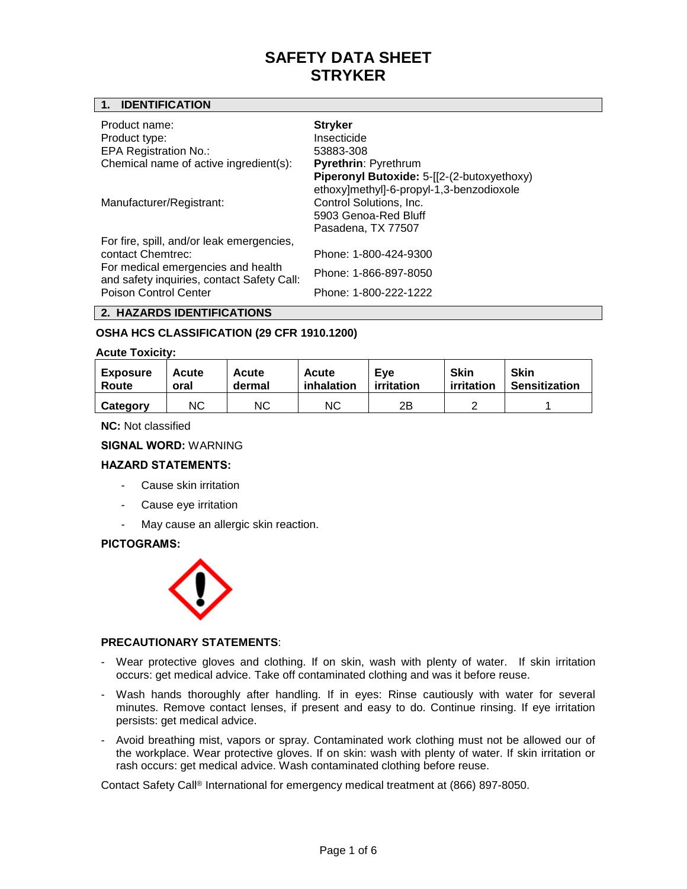# SAFETY DATA SHEET
# STRYKER

## 1. IDENTIFICATION

| | |
|---|---|
| Product name: | **Stryker** |
| Product type: | Insecticide |
| EPA Registration No.: | 53883-308 |
| Chemical name of active ingredient(s): | **Pyrethrin**: Pyrethrum<br>**Piperonyl Butoxide:** 5-[[2-(2-butoxyethoxy) ethoxy]methyl]-6-propyl-1,3-benzodioxole |
| Manufacturer/Registrant: | Control Solutions, Inc.<br>5903 Genoa-Red Bluff<br>Pasadena, TX 77507 |
| For fire, spill, and/or leak emergencies, contact Chemtrec: | Phone: 1-800-424-9300 |
| For medical emergencies and health and safety inquiries, contact Safety Call: | Phone: 1-866-897-8050 |
| Poison Control Center | Phone: 1-800-222-1222 |

## 2. HAZARDS IDENTIFICATIONS

### OSHA HCS CLASSIFICATION (29 CFR 1910.1200)

**Acute Toxicity:**

| Exposure Route | Acute oral | Acute dermal | Acute inhalation | Eye irritation | Skin irritation | Skin Sensitization |
|---|---|---|---|---|---|---|
| **Category** | NC | NC | NC | 2B | 2 | 1 |

**NC:** Not classified

**SIGNAL WORD:** WARNING

**HAZARD STATEMENTS:**

- Cause skin irritation
- Cause eye irritation
- May cause an allergic skin reaction.

**PICTOGRAMS:**

**PRECAUTIONARY STATEMENTS**:

- Wear protective gloves and clothing. If on skin, wash with plenty of water. If skin irritation occurs: get medical advice. Take off contaminated clothing and was it before reuse.
- Wash hands thoroughly after handling. If in eyes: Rinse cautiously with water for several minutes. Remove contact lenses, if present and easy to do. Continue rinsing. If eye irritation persists: get medical advice.
- Avoid breathing mist, vapors or spray. Contaminated work clothing must not be allowed our of the workplace. Wear protective gloves. If on skin: wash with plenty of water. If skin irritation or rash occurs: get medical advice. Wash contaminated clothing before reuse.

Contact Safety Call® International for emergency medical treatment at (866) 897-8050.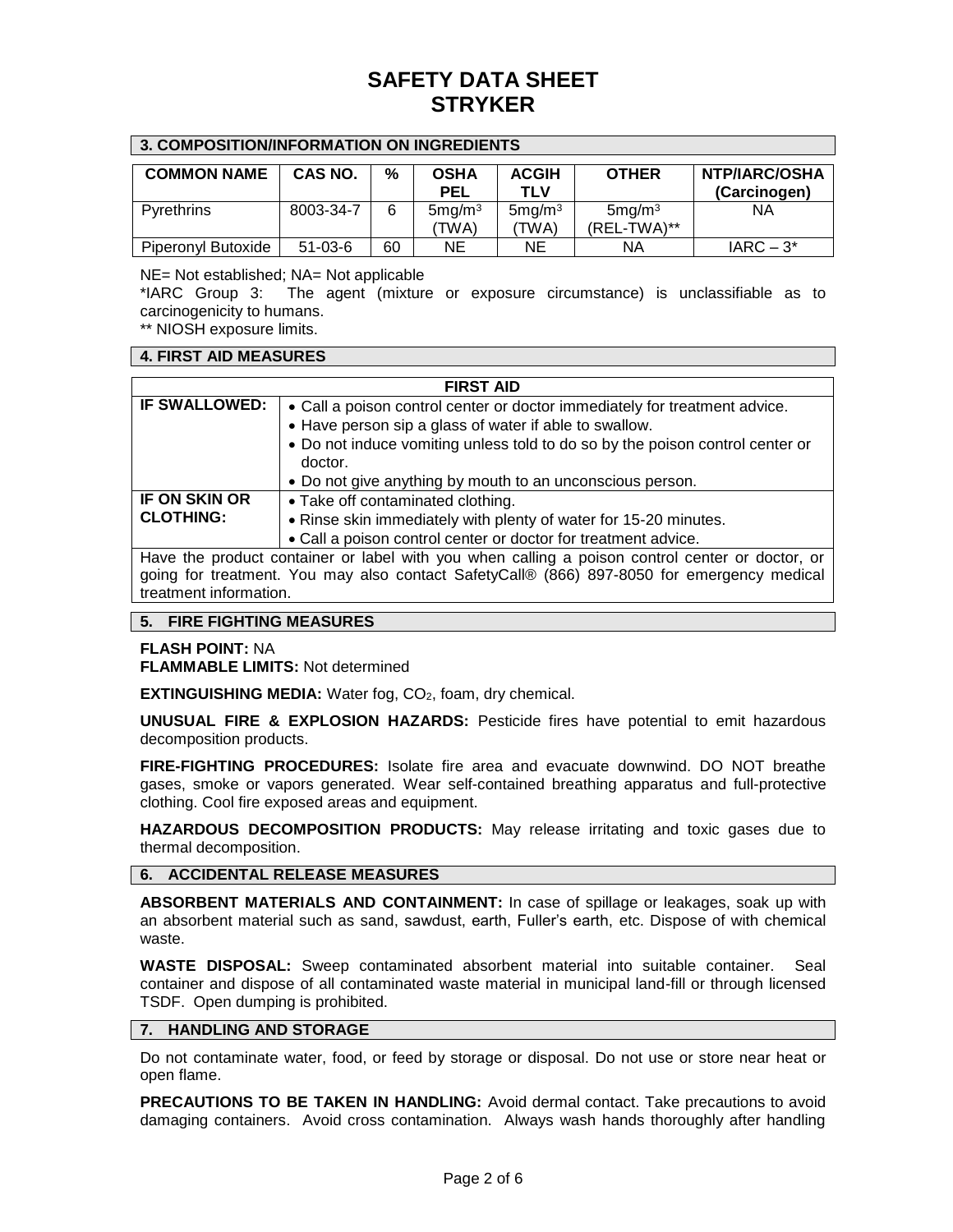# SAFETY DATA SHEET STRYKER

## 3. COMPOSITION/INFORMATION ON INGREDIENTS

| COMMON NAME | CAS NO. | % | OSHA PEL | ACGIH TLV | OTHER | NTP/IARC/OSHA (Carcinogen) |
|---|---|---|---|---|---|---|
| Pyrethrins | 8003-34-7 | 6 | $5 mg/m^3$ (TWA) | $5 mg/m^3$ (TWA) | $5 mg/m^3$ (REL-TWA)** | NA |
| Piperonyl Butoxide | 51-03-6 | 60 | NE | NE | NA | IARC – 3* |

NE= Not established; NA= Not applicable

*IARC Group 3: The agent (mixture or exposure circumstance) is unclassifiable as to carcinogenicity to humans.

** NIOSH exposure limits.

## 4. FIRST AID MEASURES

| FIRST AID | |
|---|---|
| **IF SWALLOWED:** | • Call a poison control center or doctor immediately for treatment advice.<br>• Have person sip a glass of water if able to swallow.<br>• Do not induce vomiting unless told to do so by the poison control center or doctor.<br>• Do not give anything by mouth to an unconscious person. |
| **IF ON SKIN OR CLOTHING:** | • Take off contaminated clothing.<br>• Rinse skin immediately with plenty of water for 15-20 minutes.<br>• Call a poison control center or doctor for treatment advice. |
| Have the product container or label with you when calling a poison control center or doctor, or going for treatment. You may also contact SafetyCall® (866) 897-8050 for emergency medical treatment information. | |

## 5. FIRE FIGHTING MEASURES

**FLASH POINT:** NA

**FLAMMABLE LIMITS:** Not determined

**EXTINGUISHING MEDIA:** Water fog, $CO_2$, foam, dry chemical.

**UNUSUAL FIRE & EXPLOSION HAZARDS:** Pesticide fires have potential to emit hazardous decomposition products.

**FIRE-FIGHTING PROCEDURES:** Isolate fire area and evacuate downwind. DO NOT breathe gases, smoke or vapors generated. Wear self-contained breathing apparatus and full-protective clothing. Cool fire exposed areas and equipment.

**HAZARDOUS DECOMPOSITION PRODUCTS:** May release irritating and toxic gases due to thermal decomposition.

## 6. ACCIDENTAL RELEASE MEASURES

**ABSORBENT MATERIALS AND CONTAINMENT:** In case of spillage or leakages, soak up with an absorbent material such as sand, sawdust, earth, Fuller's earth, etc. Dispose of with chemical waste.

**WASTE DISPOSAL:** Sweep contaminated absorbent material into suitable container. Seal container and dispose of all contaminated waste material in municipal land-fill or through licensed TSDF. Open dumping is prohibited.

## 7. HANDLING AND STORAGE

Do not contaminate water, food, or feed by storage or disposal. Do not use or store near heat or open flame.

**PRECAUTIONS TO BE TAKEN IN HANDLING:** Avoid dermal contact. Take precautions to avoid damaging containers. Avoid cross contamination. Always wash hands thoroughly after handling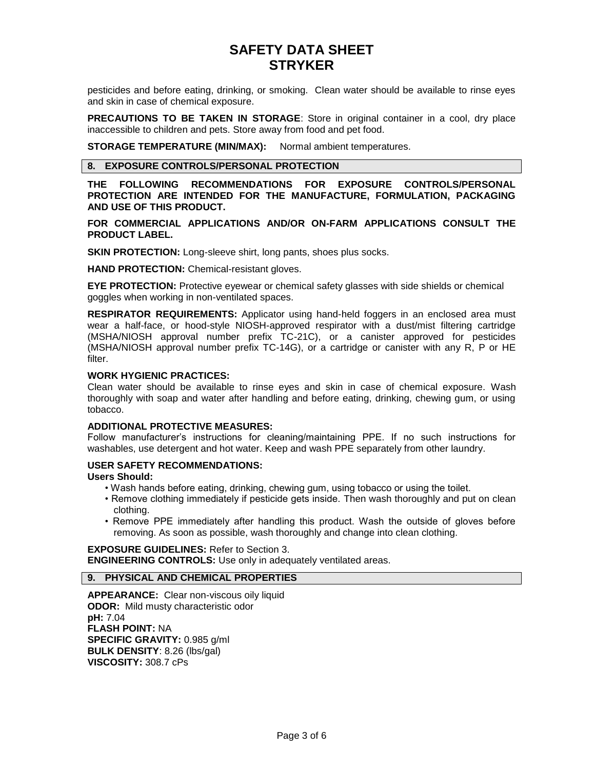pesticides and before eating, drinking, or smoking. Clean water should be available to rinse eyes and skin in case of chemical exposure.

**PRECAUTIONS TO BE TAKEN IN STORAGE**: Store in original container in a cool, dry place inaccessible to children and pets. Store away from food and pet food.

**STORAGE TEMPERATURE (MIN/MAX):** Normal ambient temperatures.

## 8. EXPOSURE CONTROLS/PERSONAL PROTECTION

**THE FOLLOWING RECOMMENDATIONS FOR EXPOSURE CONTROLS/PERSONAL PROTECTION ARE INTENDED FOR THE MANUFACTURE, FORMULATION, PACKAGING AND USE OF THIS PRODUCT.**

**FOR COMMERCIAL APPLICATIONS AND/OR ON-FARM APPLICATIONS CONSULT THE PRODUCT LABEL.**

**SKIN PROTECTION:** Long-sleeve shirt, long pants, shoes plus socks.

**HAND PROTECTION:** Chemical-resistant gloves.

**EYE PROTECTION:** Protective eyewear or chemical safety glasses with side shields or chemical goggles when working in non-ventilated spaces.

**RESPIRATOR REQUIREMENTS:** Applicator using hand-held foggers in an enclosed area must wear a half-face, or hood-style NIOSH-approved respirator with a dust/mist filtering cartridge (MSHA/NIOSH approval number prefix TC-21C), or a canister approved for pesticides (MSHA/NIOSH approval number prefix TC-14G), or a cartridge or canister with any R, P or HE filter.

**WORK HYGIENIC PRACTICES:**
Clean water should be available to rinse eyes and skin in case of chemical exposure. Wash thoroughly with soap and water after handling and before eating, drinking, chewing gum, or using tobacco.

**ADDITIONAL PROTECTIVE MEASURES:**
Follow manufacturer's instructions for cleaning/maintaining PPE. If no such instructions for washables, use detergent and hot water. Keep and wash PPE separately from other laundry.

**USER SAFETY RECOMMENDATIONS:**
**Users Should:**

- Wash hands before eating, drinking, chewing gum, using tobacco or using the toilet.
- Remove clothing immediately if pesticide gets inside. Then wash thoroughly and put on clean clothing.
- Remove PPE immediately after handling this product. Wash the outside of gloves before removing. As soon as possible, wash thoroughly and change into clean clothing.

**EXPOSURE GUIDELINES:** Refer to Section 3.
**ENGINEERING CONTROLS:** Use only in adequately ventilated areas.

## 9. PHYSICAL AND CHEMICAL PROPERTIES

**APPEARANCE:** Clear non-viscous oily liquid
**ODOR:** Mild musty characteristic odor
**pH:** 7.04
**FLASH POINT:** NA
**SPECIFIC GRAVITY:** 0.985 g/ml
**BULK DENSITY**: 8.26 (lbs/gal)
**VISCOSITY:** 308.7 cPs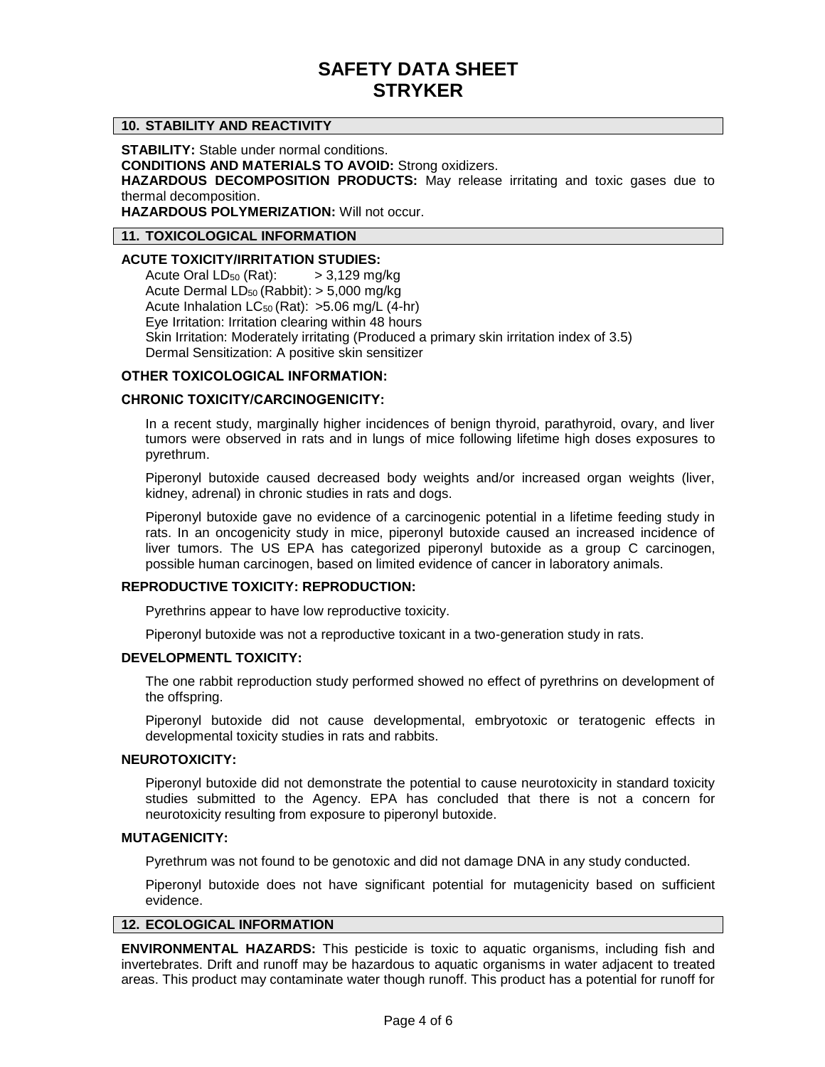## 10. STABILITY AND REACTIVITY

**STABILITY:** Stable under normal conditions.
**CONDITIONS AND MATERIALS TO AVOID:** Strong oxidizers.
**HAZARDOUS DECOMPOSITION PRODUCTS:** May release irritating and toxic gases due to thermal decomposition.
**HAZARDOUS POLYMERIZATION:** Will not occur.

## 11. TOXICOLOGICAL INFORMATION

**ACUTE TOXICITY/IRRITATION STUDIES:**

Acute Oral $LD_{50}$ (Rat): > 3,129 mg/kg
Acute Dermal $LD_{50}$ (Rabbit): > 5,000 mg/kg
Acute Inhalation $LC_{50}$ (Rat): >5.06 mg/L (4-hr)
Eye Irritation: Irritation clearing within 48 hours
Skin Irritation: Moderately irritating (Produced a primary skin irritation index of 3.5)
Dermal Sensitization: A positive skin sensitizer

**OTHER TOXICOLOGICAL INFORMATION:**

**CHRONIC TOXICITY/CARCINOGENICITY:**

In a recent study, marginally higher incidences of benign thyroid, parathyroid, ovary, and liver tumors were observed in rats and in lungs of mice following lifetime high doses exposures to pyrethrum.

Piperonyl butoxide caused decreased body weights and/or increased organ weights (liver, kidney, adrenal) in chronic studies in rats and dogs.

Piperonyl butoxide gave no evidence of a carcinogenic potential in a lifetime feeding study in rats. In an oncogenicity study in mice, piperonyl butoxide caused an increased incidence of liver tumors. The US EPA has categorized piperonyl butoxide as a group C carcinogen, possible human carcinogen, based on limited evidence of cancer in laboratory animals.

**REPRODUCTIVE TOXICITY: REPRODUCTION:**

Pyrethrins appear to have low reproductive toxicity.

Piperonyl butoxide was not a reproductive toxicant in a two-generation study in rats.

**DEVELOPMENTL TOXICITY:**

The one rabbit reproduction study performed showed no effect of pyrethrins on development of the offspring.

Piperonyl butoxide did not cause developmental, embryotoxic or teratogenic effects in developmental toxicity studies in rats and rabbits.

**NEUROTOXICITY:**

Piperonyl butoxide did not demonstrate the potential to cause neurotoxicity in standard toxicity studies submitted to the Agency. EPA has concluded that there is not a concern for neurotoxicity resulting from exposure to piperonyl butoxide.

**MUTAGENICITY:**

Pyrethrum was not found to be genotoxic and did not damage DNA in any study conducted.

Piperonyl butoxide does not have significant potential for mutagenicity based on sufficient evidence.

## 12. ECOLOGICAL INFORMATION

**ENVIRONMENTAL HAZARDS:** This pesticide is toxic to aquatic organisms, including fish and invertebrates. Drift and runoff may be hazardous to aquatic organisms in water adjacent to treated areas. This product may contaminate water though runoff. This product has a potential for runoff for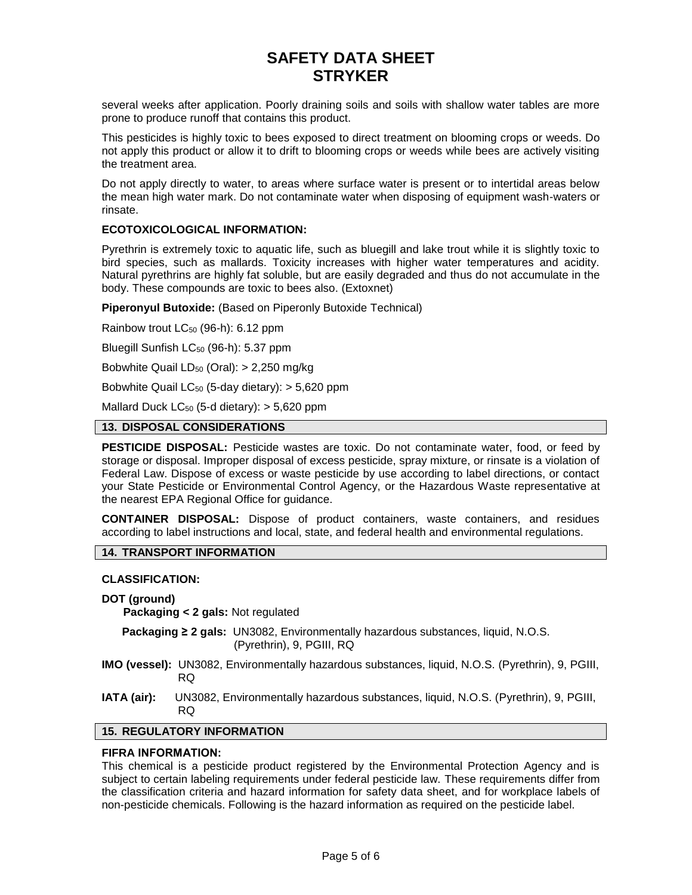several weeks after application. Poorly draining soils and soils with shallow water tables are more prone to produce runoff that contains this product.

This pesticides is highly toxic to bees exposed to direct treatment on blooming crops or weeds. Do not apply this product or allow it to drift to blooming crops or weeds while bees are actively visiting the treatment area.

Do not apply directly to water, to areas where surface water is present or to intertidal areas below the mean high water mark. Do not contaminate water when disposing of equipment wash-waters or rinsate.

**ECOTOXICOLOGICAL INFORMATION:**

Pyrethrin is extremely toxic to aquatic life, such as bluegill and lake trout while it is slightly toxic to bird species, such as mallards. Toxicity increases with higher water temperatures and acidity. Natural pyrethrins are highly fat soluble, but are easily degraded and thus do not accumulate in the body. These compounds are toxic to bees also. (Extoxnet)

**Piperonyul Butoxide:** (Based on Piperonly Butoxide Technical)

Rainbow trout $LC_{50}$ (96-h): 6.12 ppm

Bluegill Sunfish $LC_{50}$ (96-h): 5.37 ppm

Bobwhite Quail $LD_{50}$ (Oral): > 2,250 mg/kg

Bobwhite Quail $LC_{50}$ (5-day dietary): > 5,620 ppm

Mallard Duck $LC_{50}$ (5-d dietary): > 5,620 ppm

## 13. DISPOSAL CONSIDERATIONS

**PESTICIDE DISPOSAL:** Pesticide wastes are toxic. Do not contaminate water, food, or feed by storage or disposal. Improper disposal of excess pesticide, spray mixture, or rinsate is a violation of Federal Law. Dispose of excess or waste pesticide by use according to label directions, or contact your State Pesticide or Environmental Control Agency, or the Hazardous Waste representative at the nearest EPA Regional Office for guidance.

**CONTAINER DISPOSAL:** Dispose of product containers, waste containers, and residues according to label instructions and local, state, and federal health and environmental regulations.

## 14. TRANSPORT INFORMATION

**CLASSIFICATION:**

**DOT (ground)**

**Packaging < 2 gals:** Not regulated

**Packaging ≥ 2 gals:** UN3082, Environmentally hazardous substances, liquid, N.O.S. (Pyrethrin), 9, PGIII, RQ

**IMO (vessel):** UN3082, Environmentally hazardous substances, liquid, N.O.S. (Pyrethrin), 9, PGIII, RQ

**IATA (air):** UN3082, Environmentally hazardous substances, liquid, N.O.S. (Pyrethrin), 9, PGIII, RQ

## 15. REGULATORY INFORMATION

**FIFRA INFORMATION:**

This chemical is a pesticide product registered by the Environmental Protection Agency and is subject to certain labeling requirements under federal pesticide law. These requirements differ from the classification criteria and hazard information for safety data sheet, and for workplace labels of non-pesticide chemicals. Following is the hazard information as required on the pesticide label.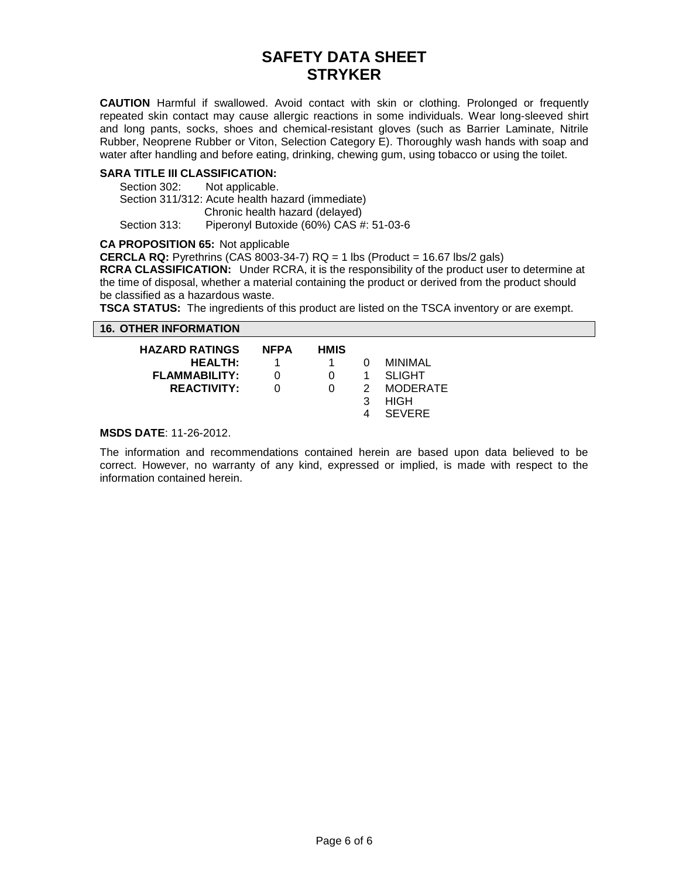# SAFETY DATA SHEET
# STRYKER

**CAUTION** Harmful if swallowed. Avoid contact with skin or clothing. Prolonged or frequently repeated skin contact may cause allergic reactions in some individuals. Wear long-sleeved shirt and long pants, socks, shoes and chemical-resistant gloves (such as Barrier Laminate, Nitrile Rubber, Neoprene Rubber or Viton, Selection Category E). Thoroughly wash hands with soap and water after handling and before eating, drinking, chewing gum, using tobacco or using the toilet.

**SARA TITLE III CLASSIFICATION:**

Section 302: Not applicable.
Section 311/312: Acute health hazard (immediate)
Chronic health hazard (delayed)
Section 313: Piperonyl Butoxide (60%) CAS #: 51-03-6

**CA PROPOSITION 65:** Not applicable
**CERCLA RQ:** Pyrethrins (CAS 8003-34-7) RQ = 1 lbs (Product = 16.67 lbs/2 gals)
**RCRA CLASSIFICATION:** Under RCRA, it is the responsibility of the product user to determine at the time of disposal, whether a material containing the product or derived from the product should be classified as a hazardous waste.
**TSCA STATUS:** The ingredients of this product are listed on the TSCA inventory or are exempt.

## 16. OTHER INFORMATION

| HAZARD RATINGS | NFPA | HMIS | | |
|---|---|---|---|---|
| HEALTH: | 1 | 1 | 0 | MINIMAL |
| FLAMMABILITY: | 0 | 0 | 1 | SLIGHT |
| REACTIVITY: | 0 | 0 | 2 | MODERATE |
| | | | 3 | HIGH |
| | | | 4 | SEVERE |

**MSDS DATE**: 11-26-2012.

The information and recommendations contained herein are based upon data believed to be correct. However, no warranty of any kind, expressed or implied, is made with respect to the information contained herein.